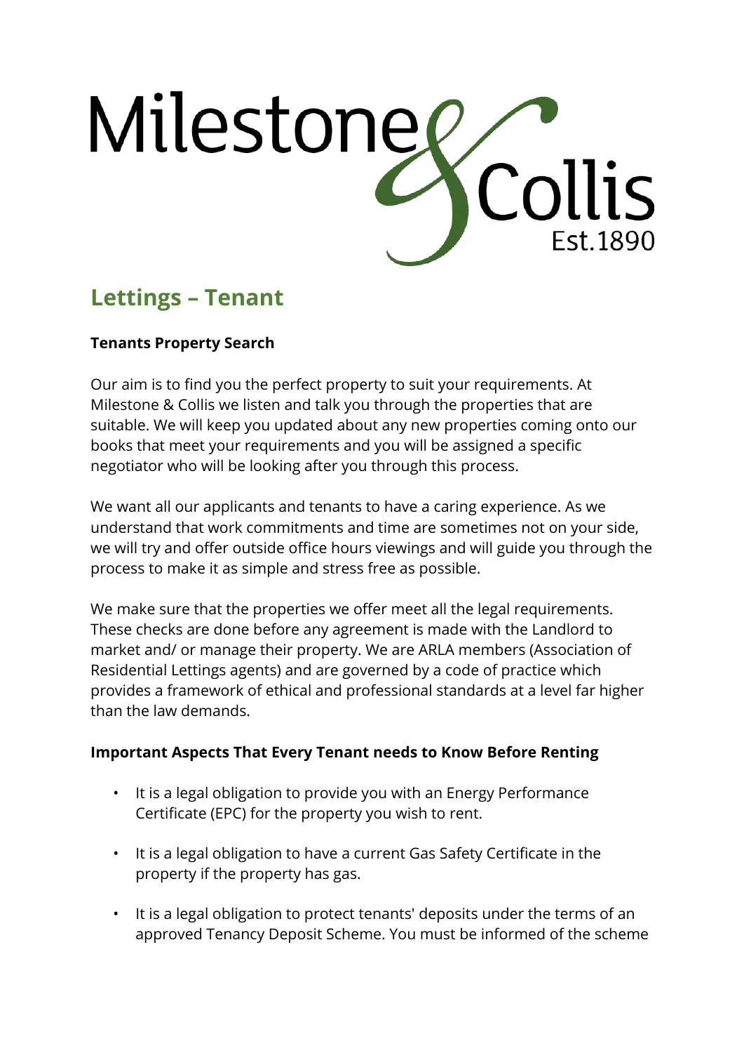Milestone & Collis Est.1890

# Lettings – Tenant

**Tenants Property Search**

Our aim is to find you the perfect property to suit your requirements. At Milestone & Collis we listen and talk you through the properties that are suitable. We will keep you updated about any new properties coming onto our books that meet your requirements and you will be assigned a specific negotiator who will be looking after you through this process.

We want all our applicants and tenants to have a caring experience. As we understand that work commitments and time are sometimes not on your side, we will try and offer outside office hours viewings and will guide you through the process to make it as simple and stress free as possible.

We make sure that the properties we offer meet all the legal requirements. These checks are done before any agreement is made with the Landlord to market and/ or manage their property. We are ARLA members (Association of Residential Lettings agents) and are governed by a code of practice which provides a framework of ethical and professional standards at a level far higher than the law demands.

**Important Aspects That Every Tenant needs to Know Before Renting**

- It is a legal obligation to provide you with an Energy Performance Certificate (EPC) for the property you wish to rent.
- It is a legal obligation to have a current Gas Safety Certificate in the property if the property has gas.
- It is a legal obligation to protect tenants' deposits under the terms of an approved Tenancy Deposit Scheme. You must be informed of the scheme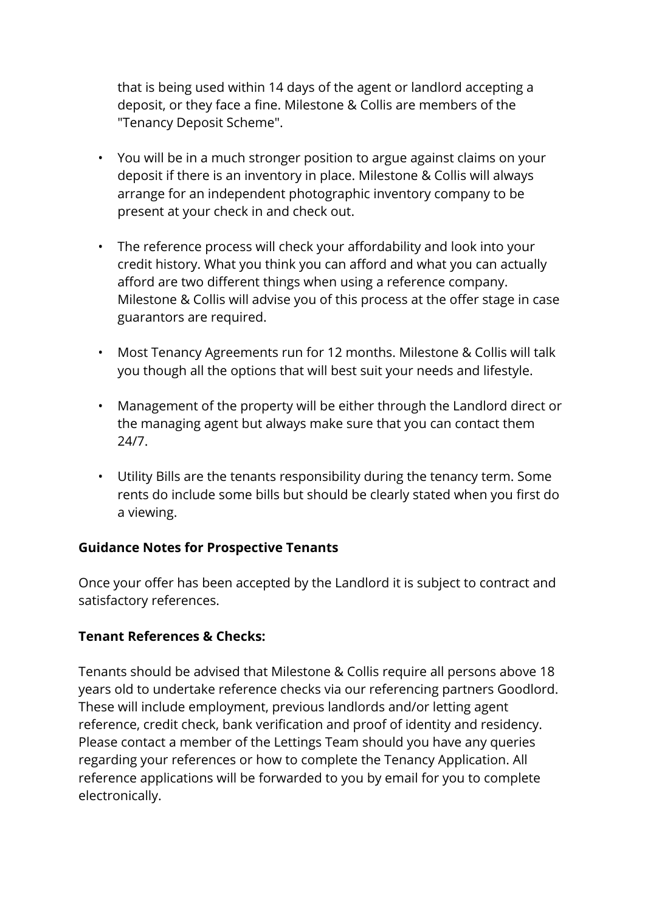that is being used within 14 days of the agent or landlord accepting a deposit, or they face a fine. Milestone & Collis are members of the "Tenancy Deposit Scheme".

- You will be in a much stronger position to argue against claims on your deposit if there is an inventory in place. Milestone & Collis will always arrange for an independent photographic inventory company to be present at your check in and check out.

- The reference process will check your affordability and look into your credit history. What you think you can afford and what you can actually afford are two different things when using a reference company. Milestone & Collis will advise you of this process at the offer stage in case guarantors are required.

- Most Tenancy Agreements run for 12 months. Milestone & Collis will talk you though all the options that will best suit your needs and lifestyle.

- Management of the property will be either through the Landlord direct or the managing agent but always make sure that you can contact them 24/7.

- Utility Bills are the tenants responsibility during the tenancy term. Some rents do include some bills but should be clearly stated when you first do a viewing.

**Guidance Notes for Prospective Tenants**

Once your offer has been accepted by the Landlord it is subject to contract and satisfactory references.

**Tenant References & Checks:**

Tenants should be advised that Milestone & Collis require all persons above 18 years old to undertake reference checks via our referencing partners Goodlord. These will include employment, previous landlords and/or letting agent reference, credit check, bank verification and proof of identity and residency. Please contact a member of the Lettings Team should you have any queries regarding your references or how to complete the Tenancy Application. All reference applications will be forwarded to you by email for you to complete electronically.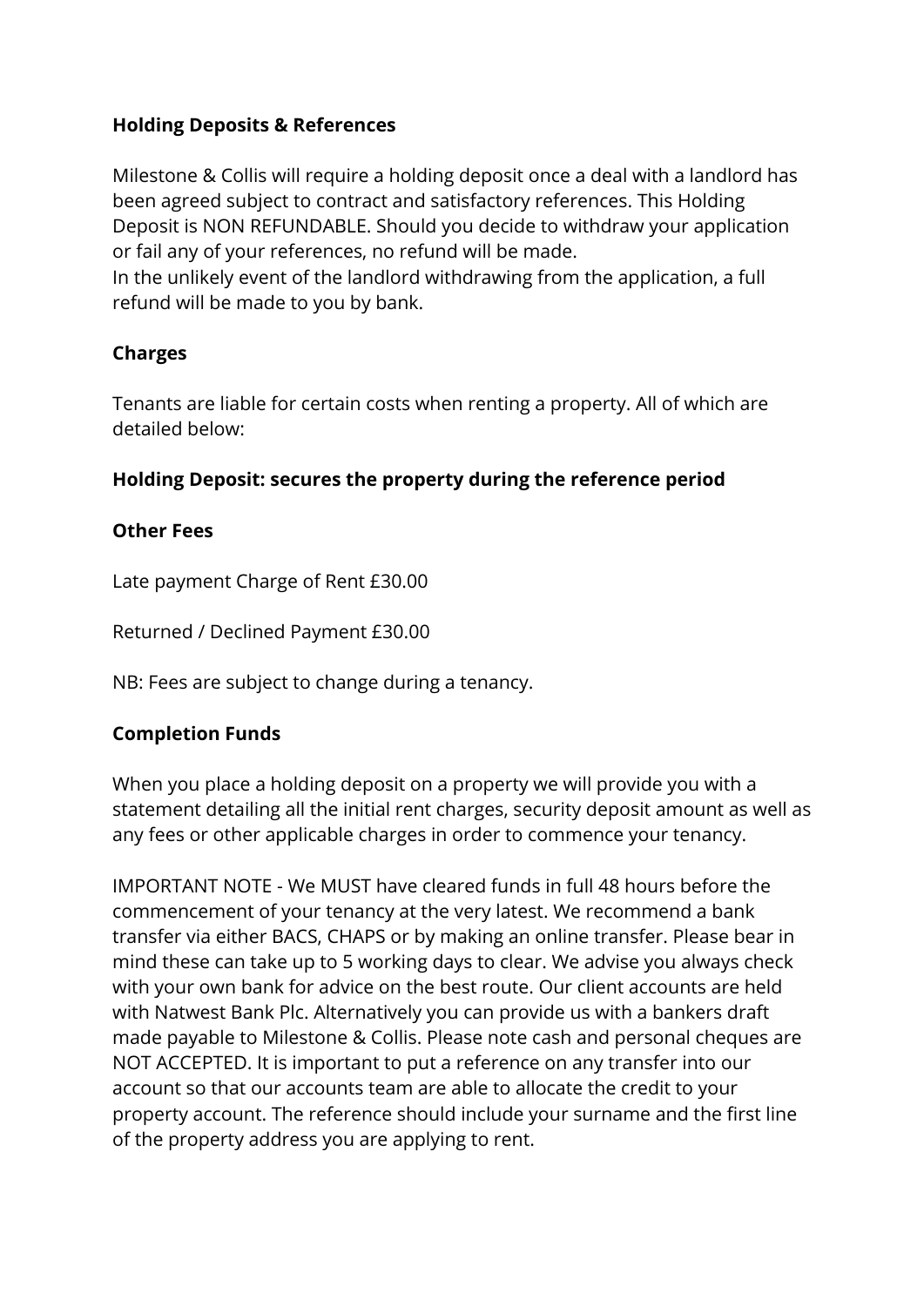**Holding Deposits & References**

Milestone & Collis will require a holding deposit once a deal with a landlord has been agreed subject to contract and satisfactory references. This Holding Deposit is NON REFUNDABLE. Should you decide to withdraw your application or fail any of your references, no refund will be made.
In the unlikely event of the landlord withdrawing from the application, a full refund will be made to you by bank.

**Charges**

Tenants are liable for certain costs when renting a property. All of which are detailed below:

**Holding Deposit: secures the property during the reference period**

**Other Fees**

Late payment Charge of Rent £30.00

Returned / Declined Payment £30.00

NB: Fees are subject to change during a tenancy.

**Completion Funds**

When you place a holding deposit on a property we will provide you with a statement detailing all the initial rent charges, security deposit amount as well as any fees or other applicable charges in order to commence your tenancy.

IMPORTANT NOTE - We MUST have cleared funds in full 48 hours before the commencement of your tenancy at the very latest. We recommend a bank transfer via either BACS, CHAPS or by making an online transfer. Please bear in mind these can take up to 5 working days to clear. We advise you always check with your own bank for advice on the best route. Our client accounts are held with Natwest Bank Plc. Alternatively you can provide us with a bankers draft made payable to Milestone & Collis. Please note cash and personal cheques are NOT ACCEPTED. It is important to put a reference on any transfer into our account so that our accounts team are able to allocate the credit to your property account. The reference should include your surname and the first line of the property address you are applying to rent.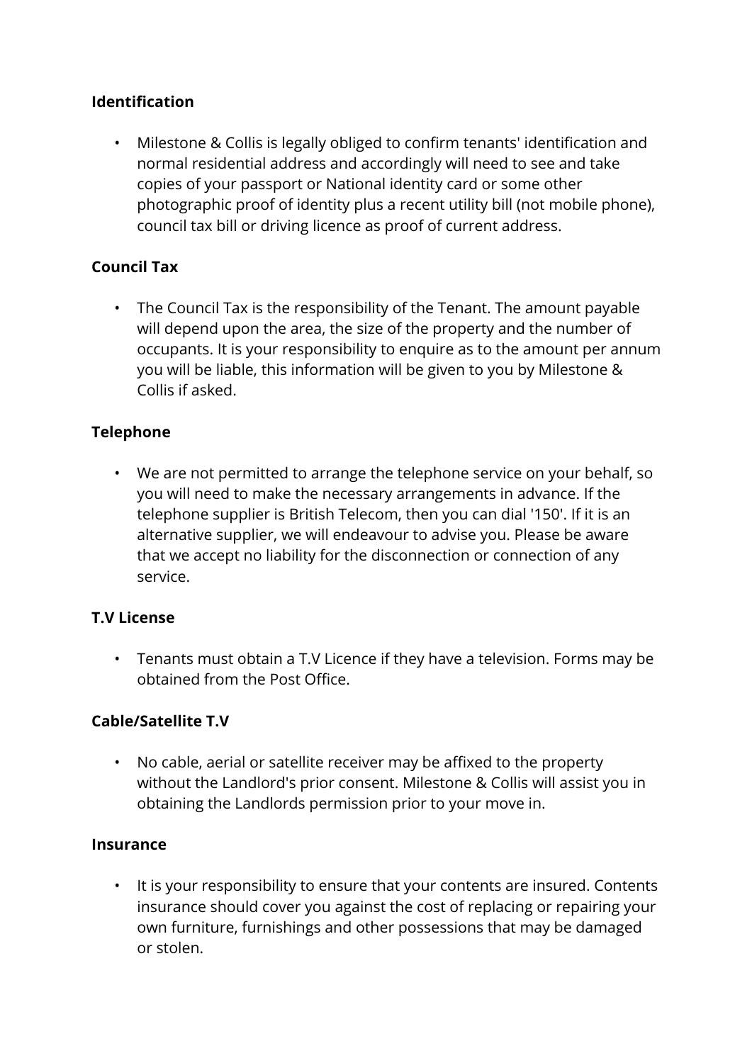**Identification**

- Milestone & Collis is legally obliged to confirm tenants' identification and normal residential address and accordingly will need to see and take copies of your passport or National identity card or some other photographic proof of identity plus a recent utility bill (not mobile phone), council tax bill or driving licence as proof of current address.

**Council Tax**

- The Council Tax is the responsibility of the Tenant. The amount payable will depend upon the area, the size of the property and the number of occupants. It is your responsibility to enquire as to the amount per annum you will be liable, this information will be given to you by Milestone & Collis if asked.

**Telephone**

- We are not permitted to arrange the telephone service on your behalf, so you will need to make the necessary arrangements in advance. If the telephone supplier is British Telecom, then you can dial '150'. If it is an alternative supplier, we will endeavour to advise you. Please be aware that we accept no liability for the disconnection or connection of any service.

**T.V License**

- Tenants must obtain a T.V Licence if they have a television. Forms may be obtained from the Post Office.

**Cable/Satellite T.V**

- No cable, aerial or satellite receiver may be affixed to the property without the Landlord's prior consent. Milestone & Collis will assist you in obtaining the Landlords permission prior to your move in.

**Insurance**

- It is your responsibility to ensure that your contents are insured. Contents insurance should cover you against the cost of replacing or repairing your own furniture, furnishings and other possessions that may be damaged or stolen.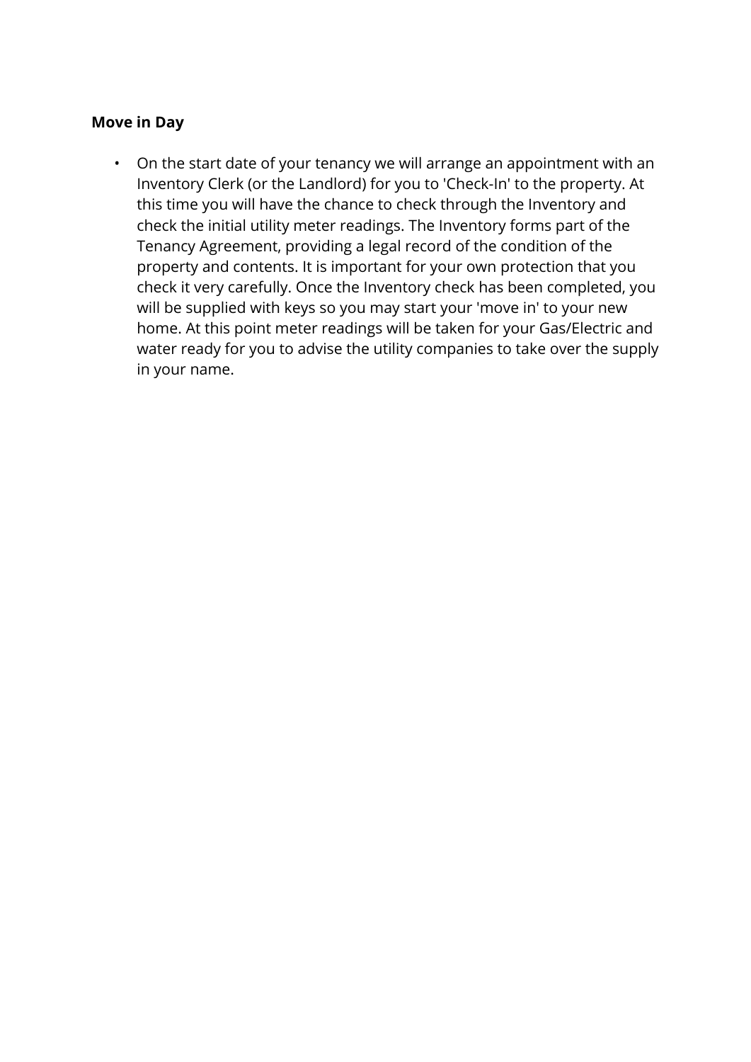**Move in Day**

- On the start date of your tenancy we will arrange an appointment with an Inventory Clerk (or the Landlord) for you to 'Check-In' to the property. At this time you will have the chance to check through the Inventory and check the initial utility meter readings. The Inventory forms part of the Tenancy Agreement, providing a legal record of the condition of the property and contents. It is important for your own protection that you check it very carefully. Once the Inventory check has been completed, you will be supplied with keys so you may start your 'move in' to your new home. At this point meter readings will be taken for your Gas/Electric and water ready for you to advise the utility companies to take over the supply in your name.